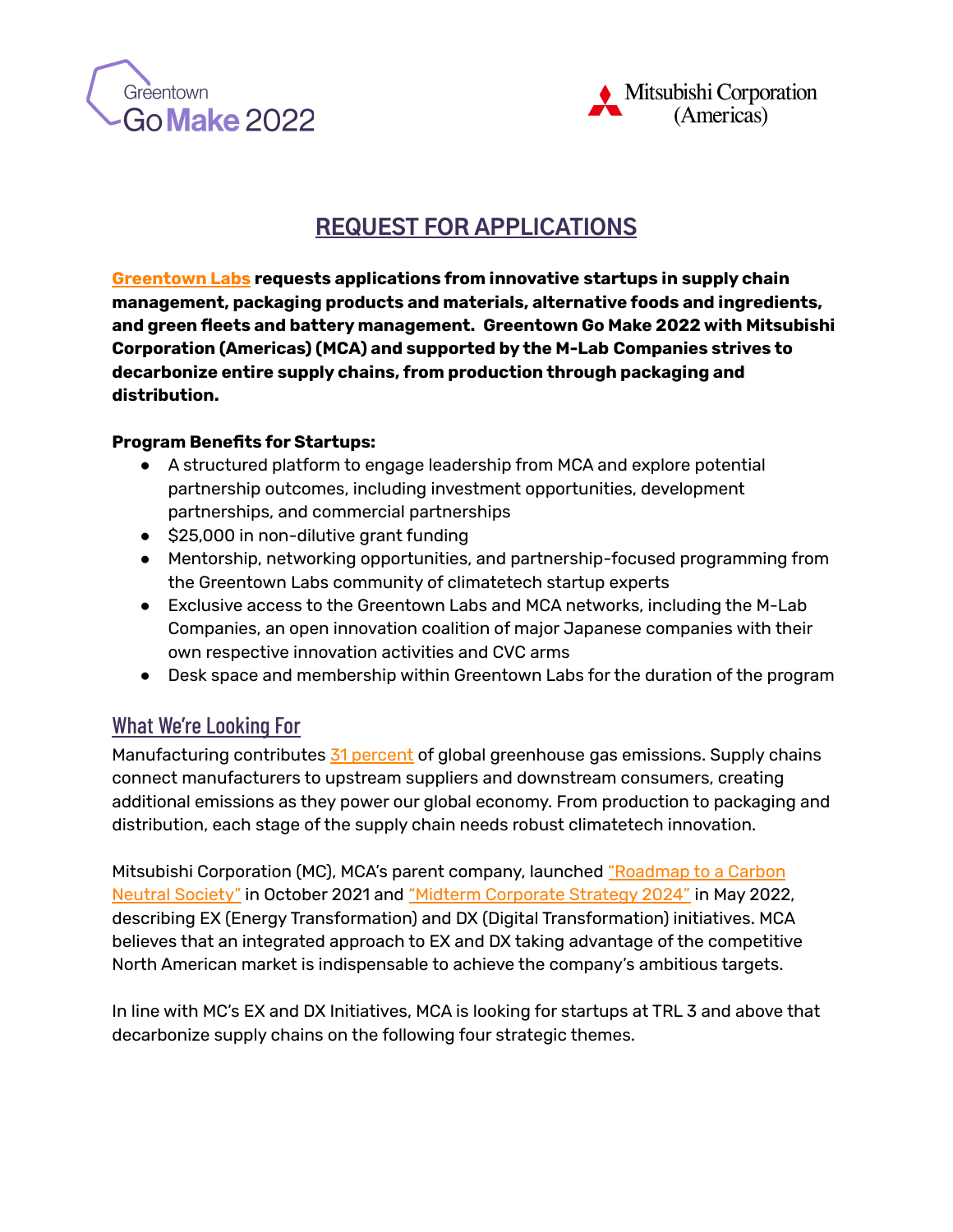Greentown Go Make 2022

Mitsubishi Corporation (Americas)

# REQUEST FOR APPLICATIONS

**Greentown Labs requests applications from innovative startups in supply chain management, packaging products and materials, alternative foods and ingredients, and green fleets and battery management. Greentown Go Make 2022 with Mitsubishi Corporation (Americas) (MCA) and supported by the M-Lab Companies strives to decarbonize entire supply chains, from production through packaging and distribution.**

**Program Benefits for Startups:**

- A structured platform to engage leadership from MCA and explore potential partnership outcomes, including investment opportunities, development partnerships, and commercial partnerships
- $25,000 in non-dilutive grant funding
- Mentorship, networking opportunities, and partnership-focused programming from the Greentown Labs community of climatetech startup experts
- Exclusive access to the Greentown Labs and MCA networks, including the M-Lab Companies, an open innovation coalition of major Japanese companies with their own respective innovation activities and CVC arms
- Desk space and membership within Greentown Labs for the duration of the program

## What We're Looking For

Manufacturing contributes 31 percent of global greenhouse gas emissions. Supply chains connect manufacturers to upstream suppliers and downstream consumers, creating additional emissions as they power our global economy. From production to packaging and distribution, each stage of the supply chain needs robust climatetech innovation.

Mitsubishi Corporation (MC), MCA's parent company, launched "Roadmap to a Carbon Neutral Society" in October 2021 and "Midterm Corporate Strategy 2024" in May 2022, describing EX (Energy Transformation) and DX (Digital Transformation) initiatives. MCA believes that an integrated approach to EX and DX taking advantage of the competitive North American market is indispensable to achieve the company's ambitious targets.

In line with MC's EX and DX Initiatives, MCA is looking for startups at TRL 3 and above that decarbonize supply chains on the following four strategic themes.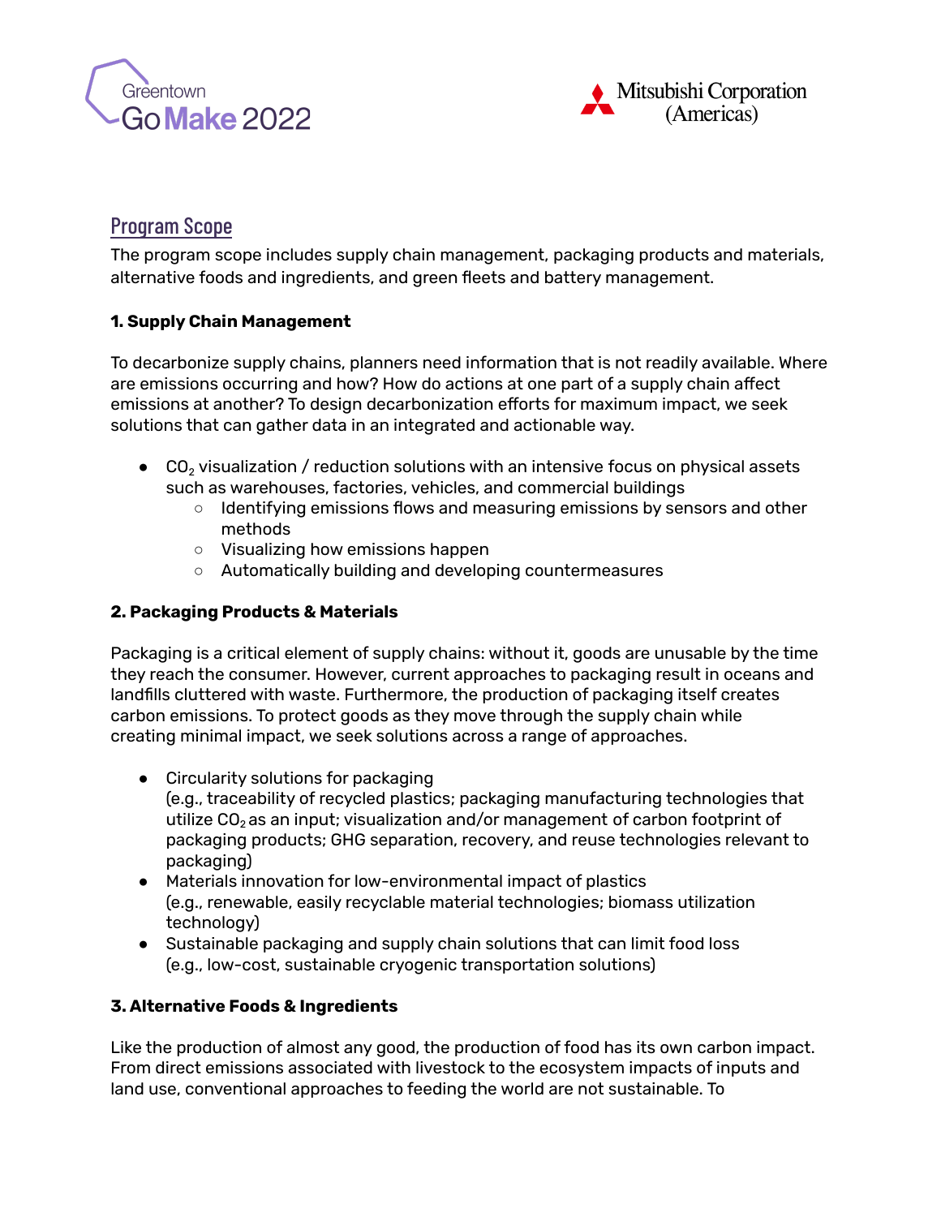## Program Scope

The program scope includes supply chain management, packaging products and materials, alternative foods and ingredients, and green fleets and battery management.

**1. Supply Chain Management**

To decarbonize supply chains, planners need information that is not readily available. Where are emissions occurring and how? How do actions at one part of a supply chain affect emissions at another? To design decarbonization efforts for maximum impact, we seek solutions that can gather data in an integrated and actionable way.

- $CO_2$ visualization / reduction solutions with an intensive focus on physical assets such as warehouses, factories, vehicles, and commercial buildings
  - Identifying emissions flows and measuring emissions by sensors and other methods
  - Visualizing how emissions happen
  - Automatically building and developing countermeasures

**2. Packaging Products & Materials**

Packaging is a critical element of supply chains: without it, goods are unusable by the time they reach the consumer. However, current approaches to packaging result in oceans and landfills cluttered with waste. Furthermore, the production of packaging itself creates carbon emissions. To protect goods as they move through the supply chain while creating minimal impact, we seek solutions across a range of approaches.

- Circularity solutions for packaging
  (e.g., traceability of recycled plastics; packaging manufacturing technologies that utilize $CO_2$ as an input; visualization and/or management of carbon footprint of packaging products; GHG separation, recovery, and reuse technologies relevant to packaging)
- Materials innovation for low-environmental impact of plastics
  (e.g., renewable, easily recyclable material technologies; biomass utilization technology)
- Sustainable packaging and supply chain solutions that can limit food loss
  (e.g., low-cost, sustainable cryogenic transportation solutions)

**3. Alternative Foods & Ingredients**

Like the production of almost any good, the production of food has its own carbon impact. From direct emissions associated with livestock to the ecosystem impacts of inputs and land use, conventional approaches to feeding the world are not sustainable. To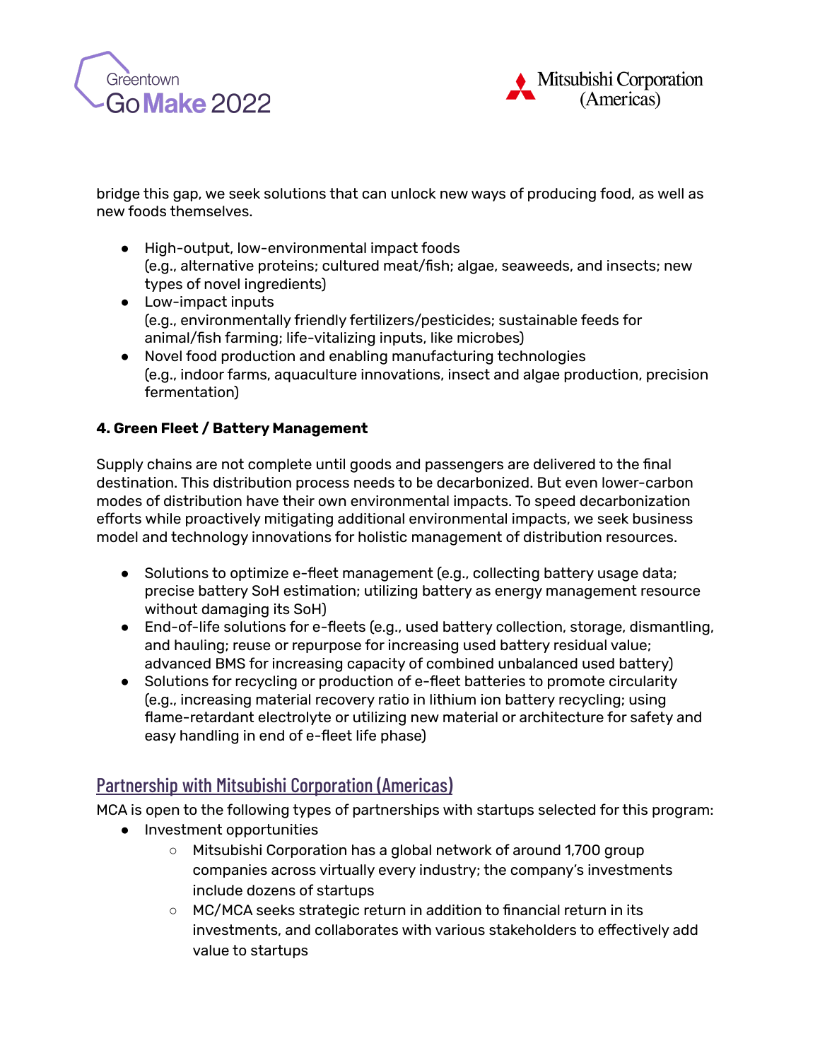bridge this gap, we seek solutions that can unlock new ways of producing food, as well as new foods themselves.

- High-output, low-environmental impact foods
  (e.g., alternative proteins; cultured meat/fish; algae, seaweeds, and insects; new types of novel ingredients)
- Low-impact inputs
  (e.g., environmentally friendly fertilizers/pesticides; sustainable feeds for animal/fish farming; life-vitalizing inputs, like microbes)
- Novel food production and enabling manufacturing technologies
  (e.g., indoor farms, aquaculture innovations, insect and algae production, precision fermentation)

**4. Green Fleet / Battery Management**

Supply chains are not complete until goods and passengers are delivered to the final destination. This distribution process needs to be decarbonized. But even lower-carbon modes of distribution have their own environmental impacts. To speed decarbonization efforts while proactively mitigating additional environmental impacts, we seek business model and technology innovations for holistic management of distribution resources.

- Solutions to optimize e-fleet management (e.g., collecting battery usage data; precise battery SoH estimation; utilizing battery as energy management resource without damaging its SoH)
- End-of-life solutions for e-fleets (e.g., used battery collection, storage, dismantling, and hauling; reuse or repurpose for increasing used battery residual value; advanced BMS for increasing capacity of combined unbalanced used battery)
- Solutions for recycling or production of e-fleet batteries to promote circularity (e.g., increasing material recovery ratio in lithium ion battery recycling; using flame-retardant electrolyte or utilizing new material or architecture for safety and easy handling in end of e-fleet life phase)

## Partnership with Mitsubishi Corporation (Americas)

MCA is open to the following types of partnerships with startups selected for this program:

- Investment opportunities
  - Mitsubishi Corporation has a global network of around 1,700 group companies across virtually every industry; the company's investments include dozens of startups
  - MC/MCA seeks strategic return in addition to financial return in its investments, and collaborates with various stakeholders to effectively add value to startups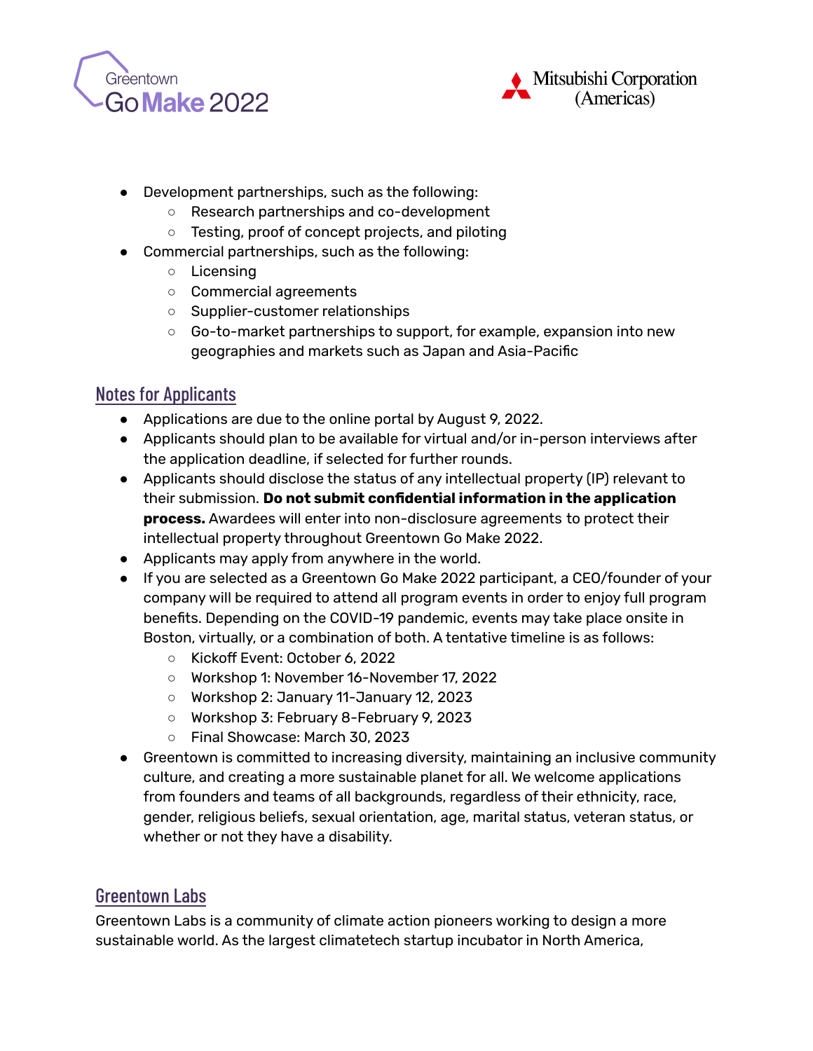- Development partnerships, such as the following:
    - Research partnerships and co-development
    - Testing, proof of concept projects, and piloting
- Commercial partnerships, such as the following:
    - Licensing
    - Commercial agreements
    - Supplier-customer relationships
    - Go-to-market partnerships to support, for example, expansion into new geographies and markets such as Japan and Asia-Pacific

## Notes for Applicants

- Applications are due to the online portal by August 9, 2022.
- Applicants should plan to be available for virtual and/or in-person interviews after the application deadline, if selected for further rounds.
- Applicants should disclose the status of any intellectual property (IP) relevant to their submission. **Do not submit confidential information in the application process.** Awardees will enter into non-disclosure agreements to protect their intellectual property throughout Greentown Go Make 2022.
- Applicants may apply from anywhere in the world.
- If you are selected as a Greentown Go Make 2022 participant, a CEO/founder of your company will be required to attend all program events in order to enjoy full program benefits. Depending on the COVID-19 pandemic, events may take place onsite in Boston, virtually, or a combination of both. A tentative timeline is as follows:
    - Kickoff Event: October 6, 2022
    - Workshop 1: November 16-November 17, 2022
    - Workshop 2: January 11-January 12, 2023
    - Workshop 3: February 8-February 9, 2023
    - Final Showcase: March 30, 2023
- Greentown is committed to increasing diversity, maintaining an inclusive community culture, and creating a more sustainable planet for all. We welcome applications from founders and teams of all backgrounds, regardless of their ethnicity, race, gender, religious beliefs, sexual orientation, age, marital status, veteran status, or whether or not they have a disability.

## Greentown Labs

Greentown Labs is a community of climate action pioneers working to design a more sustainable world. As the largest climatetech startup incubator in North America,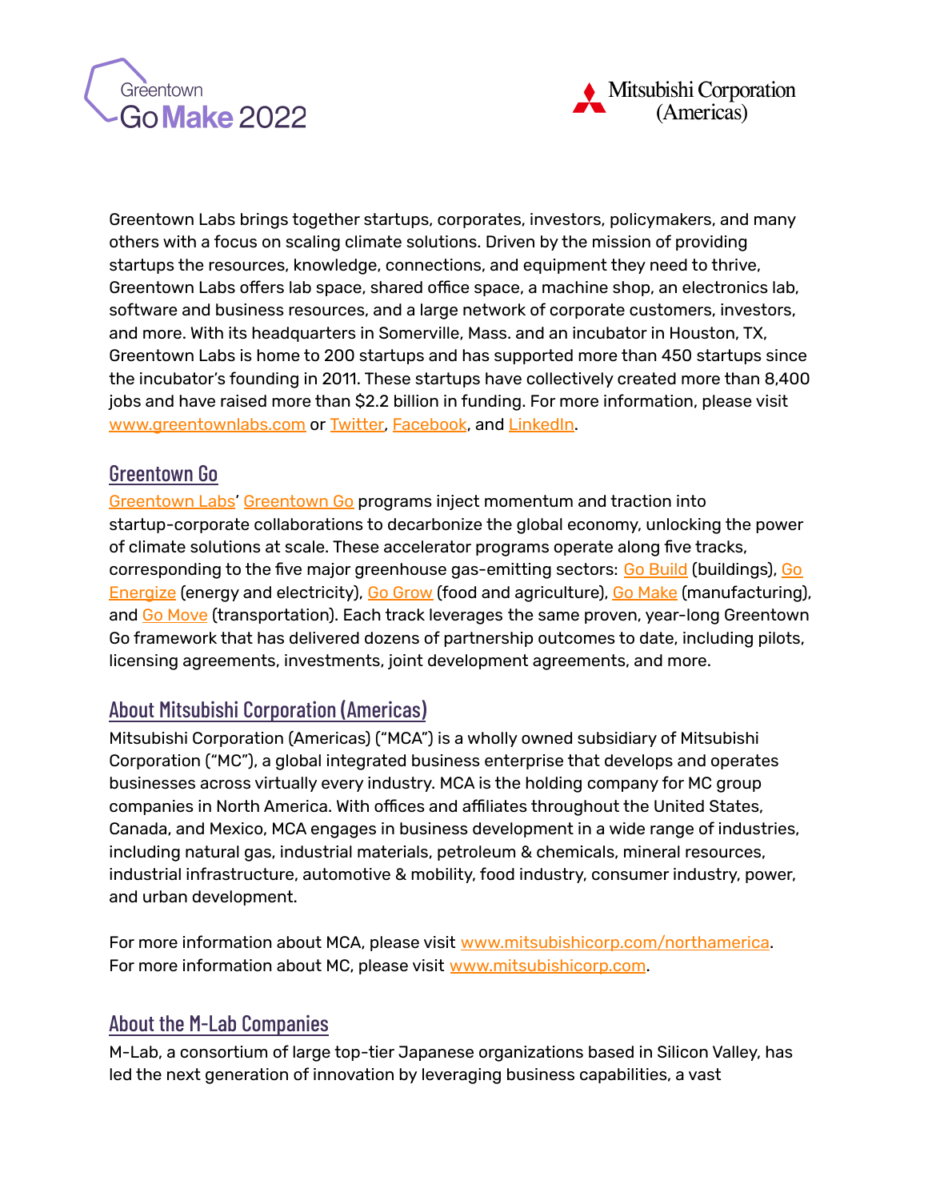Greentown Labs brings together startups, corporates, investors, policymakers, and many others with a focus on scaling climate solutions. Driven by the mission of providing startups the resources, knowledge, connections, and equipment they need to thrive, Greentown Labs offers lab space, shared office space, a machine shop, an electronics lab, software and business resources, and a large network of corporate customers, investors, and more. With its headquarters in Somerville, Mass. and an incubator in Houston, TX, Greentown Labs is home to 200 startups and has supported more than 450 startups since the incubator's founding in 2011. These startups have collectively created more than 8,400 jobs and have raised more than $2.2 billion in funding. For more information, please visit www.greentownlabs.com or Twitter, Facebook, and LinkedIn.

## Greentown Go

Greentown Labs' Greentown Go programs inject momentum and traction into startup-corporate collaborations to decarbonize the global economy, unlocking the power of climate solutions at scale. These accelerator programs operate along five tracks, corresponding to the five major greenhouse gas-emitting sectors: Go Build (buildings), Go Energize (energy and electricity), Go Grow (food and agriculture), Go Make (manufacturing), and Go Move (transportation). Each track leverages the same proven, year-long Greentown Go framework that has delivered dozens of partnership outcomes to date, including pilots, licensing agreements, investments, joint development agreements, and more.

## About Mitsubishi Corporation (Americas)

Mitsubishi Corporation (Americas) ("MCA") is a wholly owned subsidiary of Mitsubishi Corporation ("MC"), a global integrated business enterprise that develops and operates businesses across virtually every industry. MCA is the holding company for MC group companies in North America. With offices and affiliates throughout the United States, Canada, and Mexico, MCA engages in business development in a wide range of industries, including natural gas, industrial materials, petroleum & chemicals, mineral resources, industrial infrastructure, automotive & mobility, food industry, consumer industry, power, and urban development.

For more information about MCA, please visit www.mitsubishicorp.com/northamerica.
For more information about MC, please visit www.mitsubishicorp.com.

## About the M-Lab Companies

M-Lab, a consortium of large top-tier Japanese organizations based in Silicon Valley, has led the next generation of innovation by leveraging business capabilities, a vast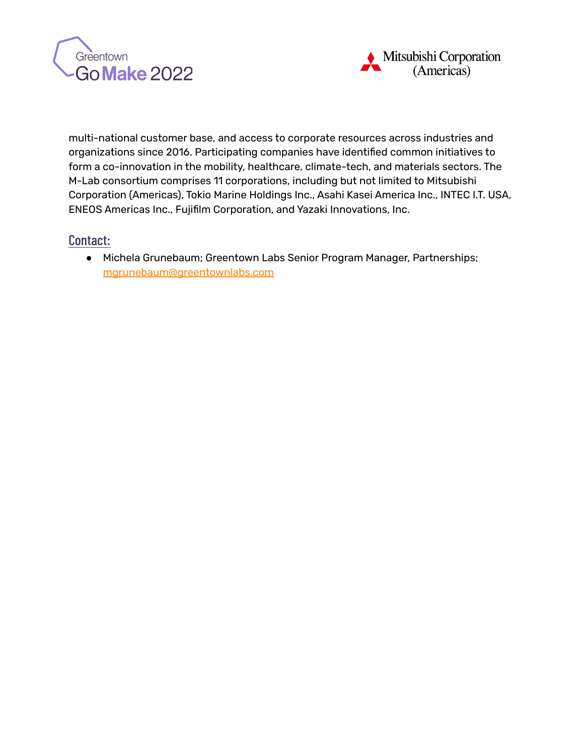multi-national customer base, and access to corporate resources across industries and organizations since 2016. Participating companies have identified common initiatives to form a co-innovation in the mobility, healthcare, climate-tech, and materials sectors. The M-Lab consortium comprises 11 corporations, including but not limited to Mitsubishi Corporation (Americas), Tokio Marine Holdings Inc., Asahi Kasei America Inc., INTEC I.T. USA, ENEOS Americas Inc., Fujifilm Corporation, and Yazaki Innovations, Inc.

## Contact:

- Michela Grunebaum; Greentown Labs Senior Program Manager, Partnerships; mgrunebaum@greentownlabs.com